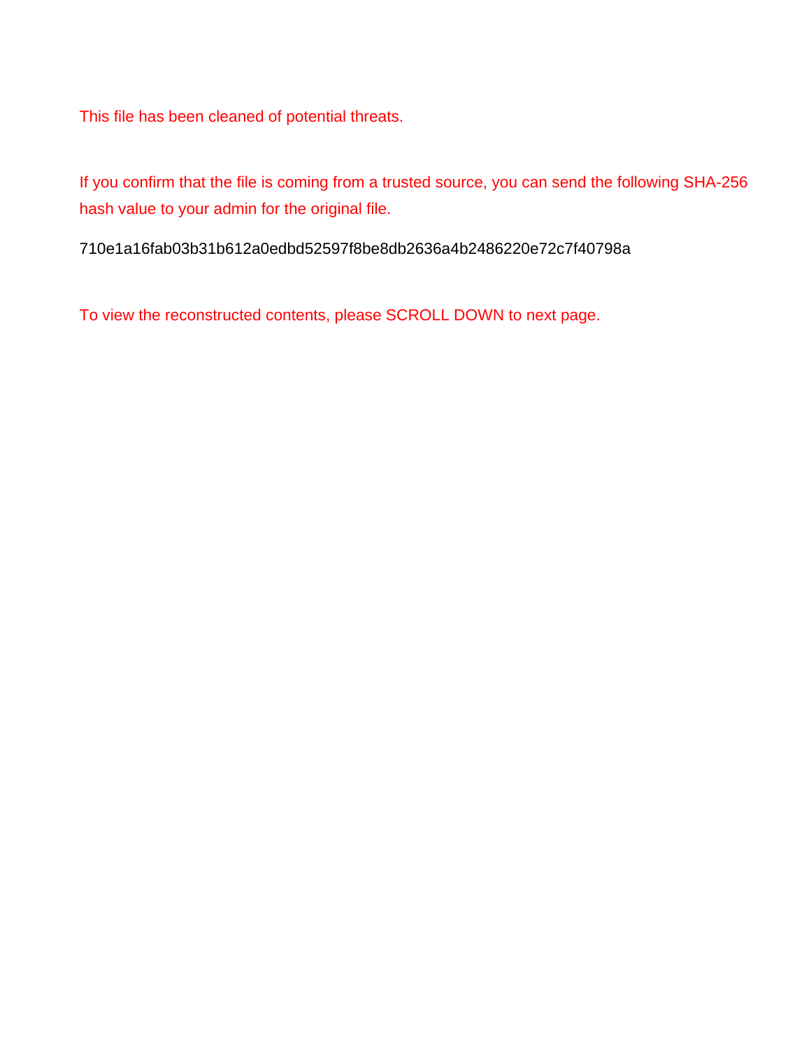This file has been cleaned of potential threats.

If you confirm that the file is coming from a trusted source, you can send the following SHA-256 hash value to your admin for the original file.

710e1a16fab03b31b612a0edbd52597f8be8db2636a4b2486220e72c7f40798a

To view the reconstructed contents, please SCROLL DOWN to next page.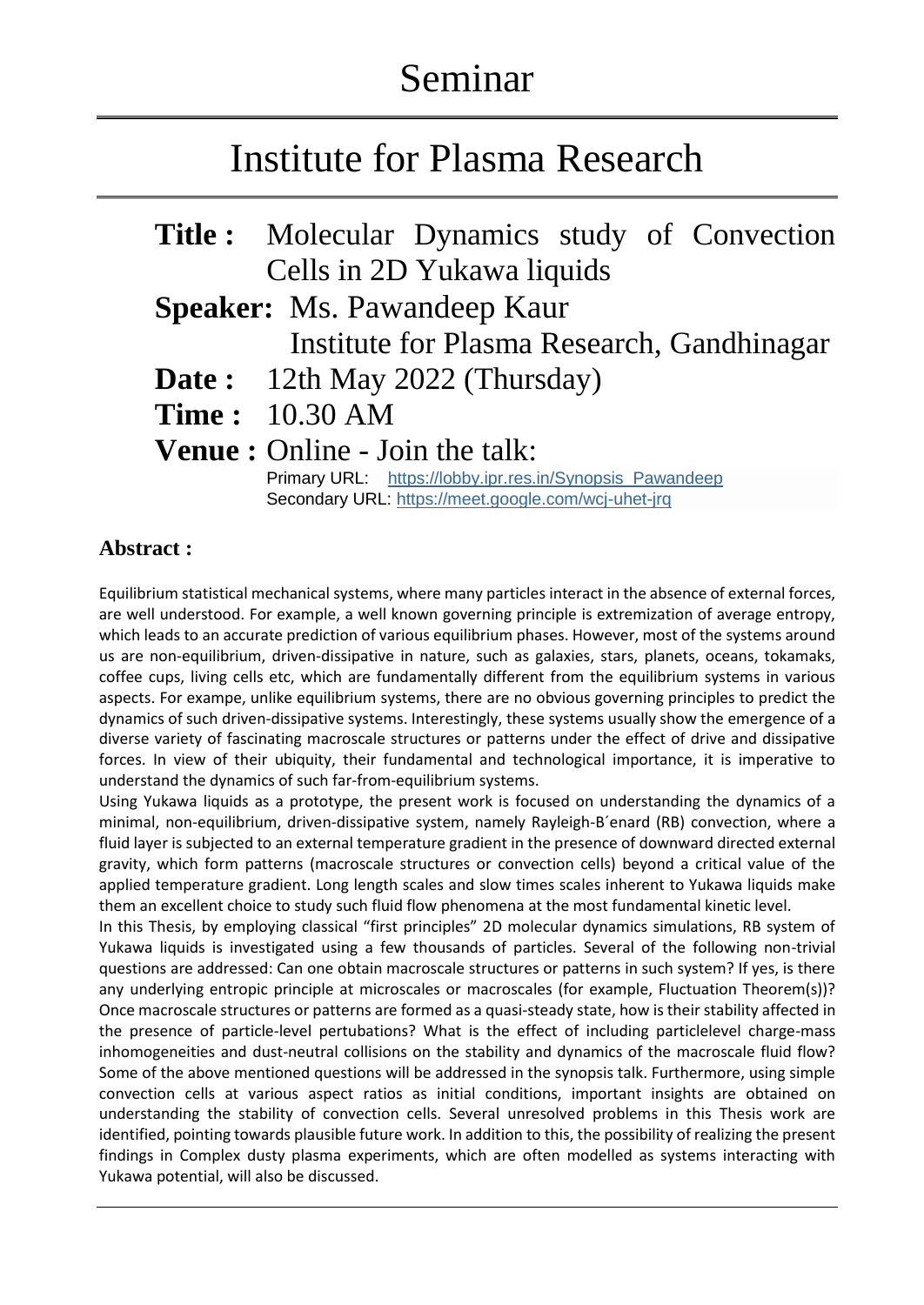# Seminar

# Institute for Plasma Research

**Title :** Molecular Dynamics study of Convection Cells in 2D Yukawa liquids

**Speaker:** Ms. Pawandeep Kaur
Institute for Plasma Research, Gandhinagar

**Date :** 12th May 2022 (Thursday)

**Time :** 10.30 AM

**Venue :** Online - Join the talk:

Primary URL: [https://lobby.ipr.res.in/Synopsis_Pawandeep](https://lobby.ipr.res.in/Synopsis_Pawandeep)
Secondary URL: [https://meet.google.com/wcj-uhet-jrq](https://meet.google.com/wcj-uhet-jrq)

## Abstract :

Equilibrium statistical mechanical systems, where many particles interact in the absence of external forces, are well understood. For example, a well known governing principle is extremization of average entropy, which leads to an accurate prediction of various equilibrium phases. However, most of the systems around us are non-equilibrium, driven-dissipative in nature, such as galaxies, stars, planets, oceans, tokamaks, coffee cups, living cells etc, which are fundamentally different from the equilibrium systems in various aspects. For exampe, unlike equilibrium systems, there are no obvious governing principles to predict the dynamics of such driven-dissipative systems. Interestingly, these systems usually show the emergence of a diverse variety of fascinating macroscale structures or patterns under the effect of drive and dissipative forces. In view of their ubiquity, their fundamental and technological importance, it is imperative to understand the dynamics of such far-from-equilibrium systems.

Using Yukawa liquids as a prototype, the present work is focused on understanding the dynamics of a minimal, non-equilibrium, driven-dissipative system, namely Rayleigh-B´enard (RB) convection, where a fluid layer is subjected to an external temperature gradient in the presence of downward directed external gravity, which form patterns (macroscale structures or convection cells) beyond a critical value of the applied temperature gradient. Long length scales and slow times scales inherent to Yukawa liquids make them an excellent choice to study such fluid flow phenomena at the most fundamental kinetic level.

In this Thesis, by employing classical "first principles" 2D molecular dynamics simulations, RB system of Yukawa liquids is investigated using a few thousands of particles. Several of the following non-trivial questions are addressed: Can one obtain macroscale structures or patterns in such system? If yes, is there any underlying entropic principle at microscales or macroscales (for example, Fluctuation Theorem(s))? Once macroscale structures or patterns are formed as a quasi-steady state, how is their stability affected in the presence of particle-level pertubations? What is the effect of including particlelevel charge-mass inhomogeneities and dust-neutral collisions on the stability and dynamics of the macroscale fluid flow? Some of the above mentioned questions will be addressed in the synopsis talk. Furthermore, using simple convection cells at various aspect ratios as initial conditions, important insights are obtained on understanding the stability of convection cells. Several unresolved problems in this Thesis work are identified, pointing towards plausible future work. In addition to this, the possibility of realizing the present findings in Complex dusty plasma experiments, which are often modelled as systems interacting with Yukawa potential, will also be discussed.